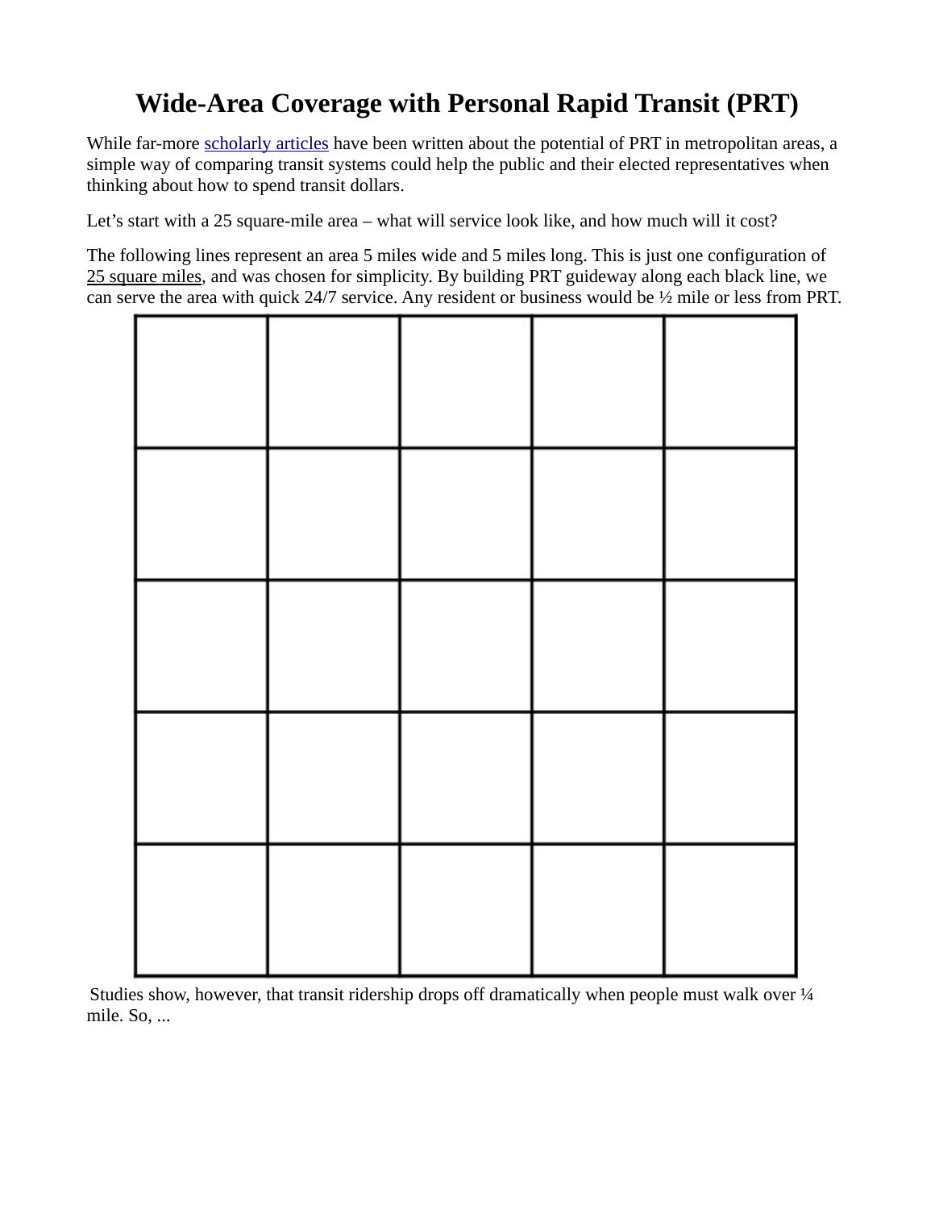# Wide-Area Coverage with Personal Rapid Transit (PRT)

While far-more scholarly articles have been written about the potential of PRT in metropolitan areas, a simple way of comparing transit systems could help the public and their elected representatives when thinking about how to spend transit dollars.

Let's start with a 25 square-mile area – what will service look like, and how much will it cost?

The following lines represent an area 5 miles wide and 5 miles long. This is just one configuration of 25 square miles, and was chosen for simplicity. By building PRT guideway along each black line, we can serve the area with quick 24/7 service. Any resident or business would be ½ mile or less from PRT.

Studies show, however, that transit ridership drops off dramatically when people must walk over ¼ mile. So, ...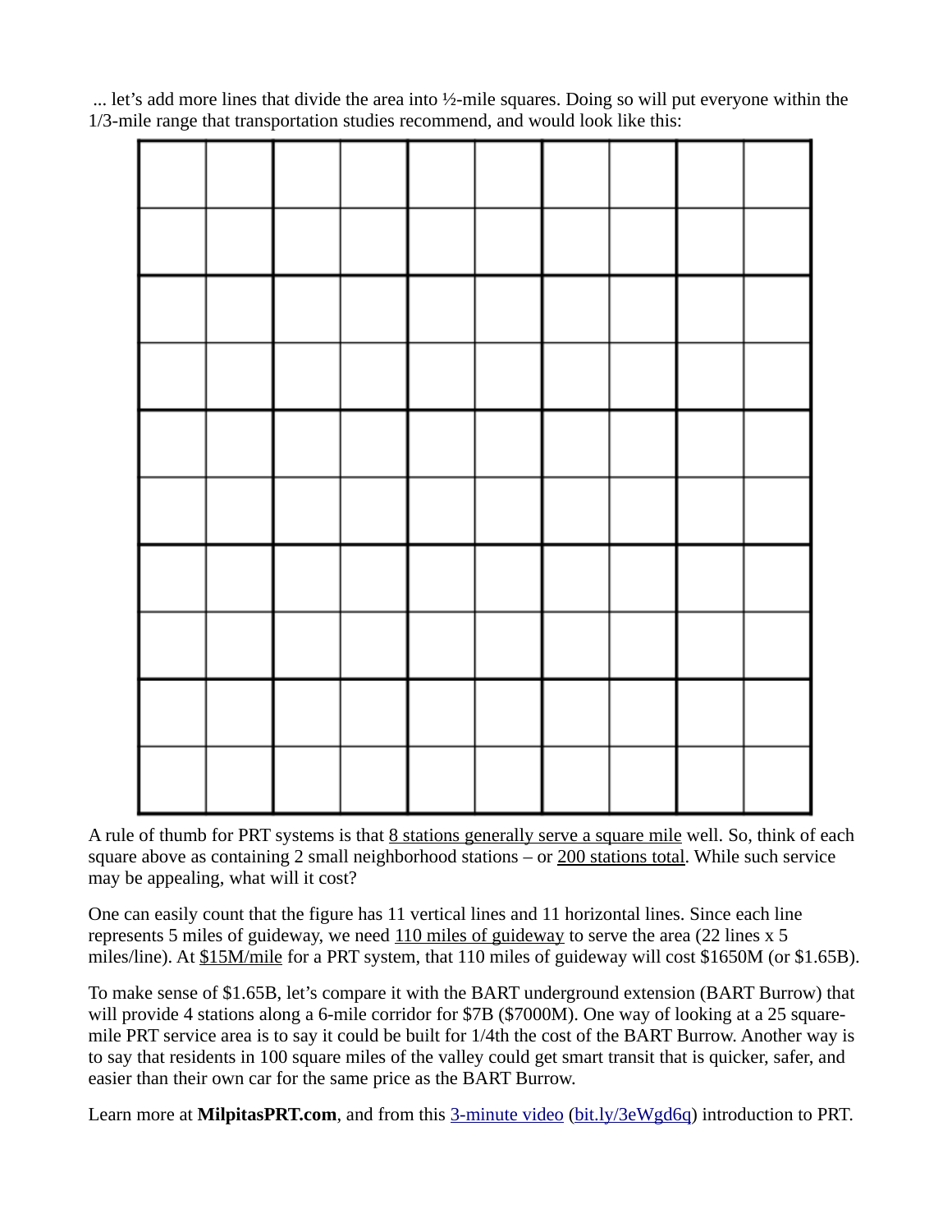... let’s add more lines that divide the area into ½-mile squares. Doing so will put everyone within the 1/3-mile range that transportation studies recommend, and would look like this:

A rule of thumb for PRT systems is that 8 stations generally serve a square mile well. So, think of each square above as containing 2 small neighborhood stations – or 200 stations total. While such service may be appealing, what will it cost?

One can easily count that the figure has 11 vertical lines and 11 horizontal lines. Since each line represents 5 miles of guideway, we need 110 miles of guideway to serve the area (22 lines x 5 miles/line). At $15M/mile for a PRT system, that 110 miles of guideway will cost $1650M (or $1.65B).

To make sense of $1.65B, let’s compare it with the BART underground extension (BART Burrow) that will provide 4 stations along a 6-mile corridor for $7B ($7000M). One way of looking at a 25 square-mile PRT service area is to say it could be built for 1/4th the cost of the BART Burrow. Another way is to say that residents in 100 square miles of the valley could get smart transit that is quicker, safer, and easier than their own car for the same price as the BART Burrow.

Learn more at **MilpitasPRT.com**, and from this 3-minute video (bit.ly/3eWgd6q) introduction to PRT.